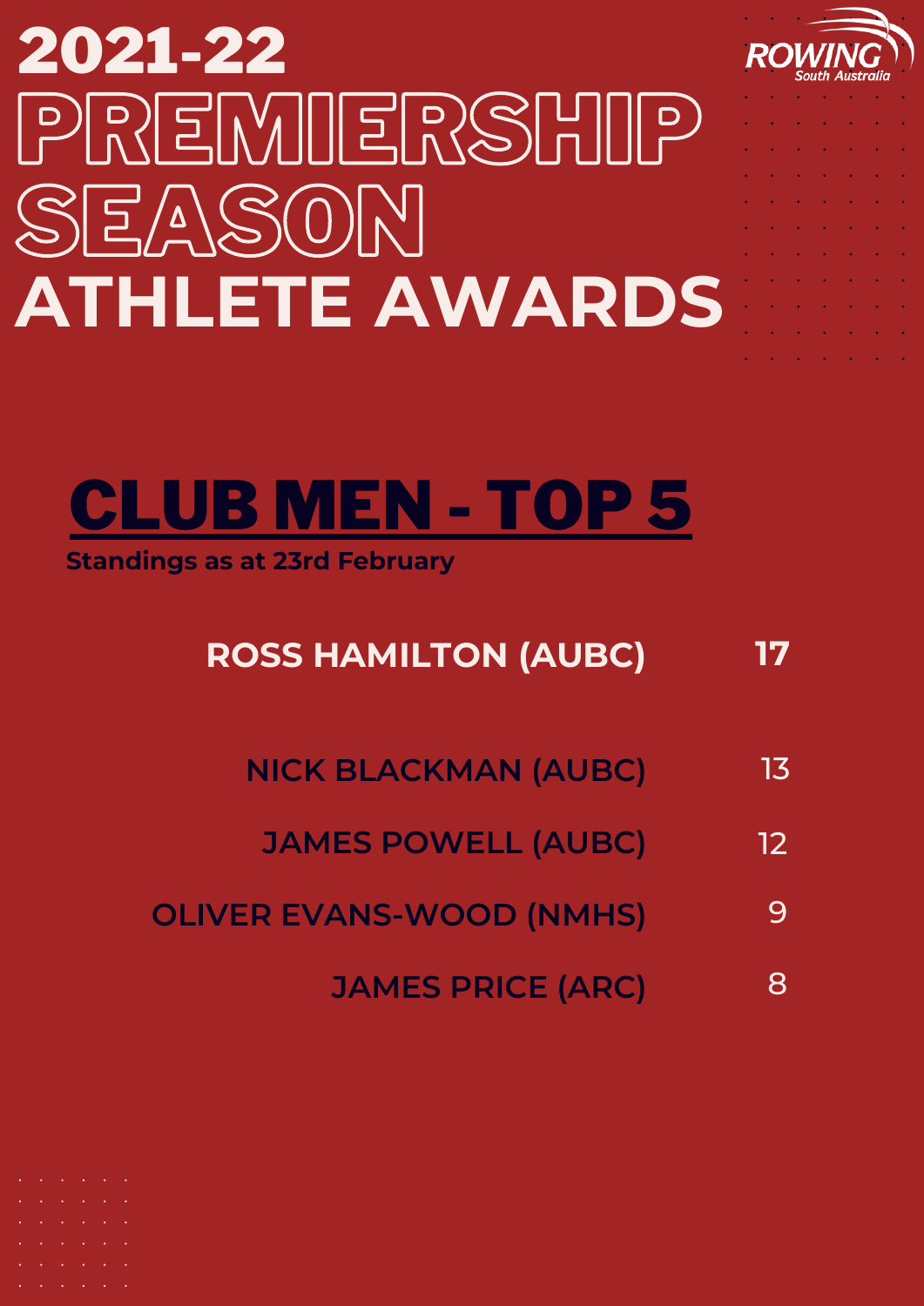# 2021-22 PREMIERSHIP SEASON ATHLETE AWARDS

## CLUB MEN - TOP 5

**Standings as at 23rd February**

| | |
|---|---|
| **ROSS HAMILTON (AUBC)** | **17** |
| NICK BLACKMAN (AUBC) | 13 |
| JAMES POWELL (AUBC) | 12 |
| OLIVER EVANS-WOOD (NMHS) | 9 |
| JAMES PRICE (ARC) | 8 |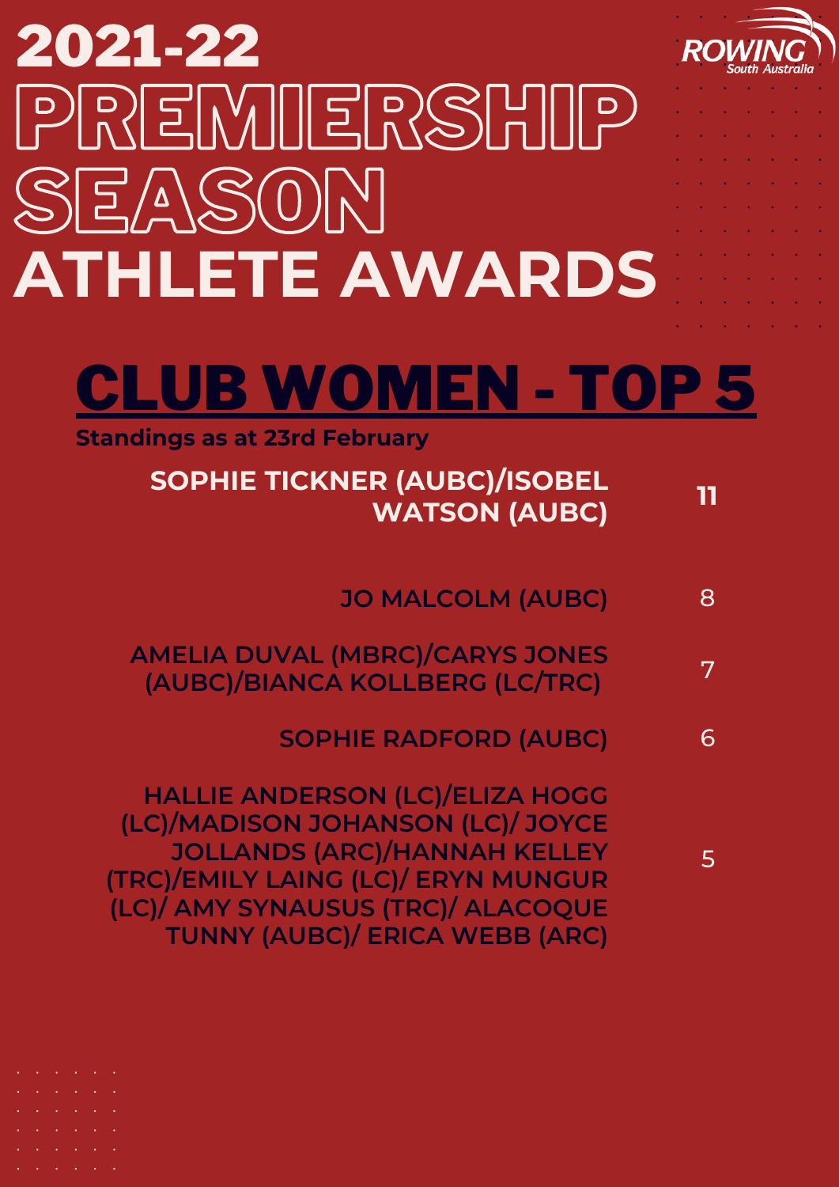# 2021-22 PREMIERSHIP SEASON ATHLETE AWARDS

ROWING South Australia

## CLUB WOMEN - TOP 5

**Standings as at 23rd February**

| | |
|---|---|
| SOPHIE TICKNER (AUBC)/ISOBEL WATSON (AUBC) | 11 |
| JO MALCOLM (AUBC) | 8 |
| AMELIA DUVAL (MBRC)/CARYS JONES (AUBC)/BIANCA KOLLBERG (LC/TRC) | 7 |
| SOPHIE RADFORD (AUBC) | 6 |
| HALLIE ANDERSON (LC)/ELIZA HOGG (LC)/MADISON JOHANSON (LC)/ JOYCE JOLLANDS (ARC)/HANNAH KELLEY (TRC)/EMILY LAING (LC)/ ERYN MUNGUR (LC)/ AMY SYNAUSUS (TRC)/ ALACOQUE TUNNY (AUBC)/ ERICA WEBB (ARC) | 5 |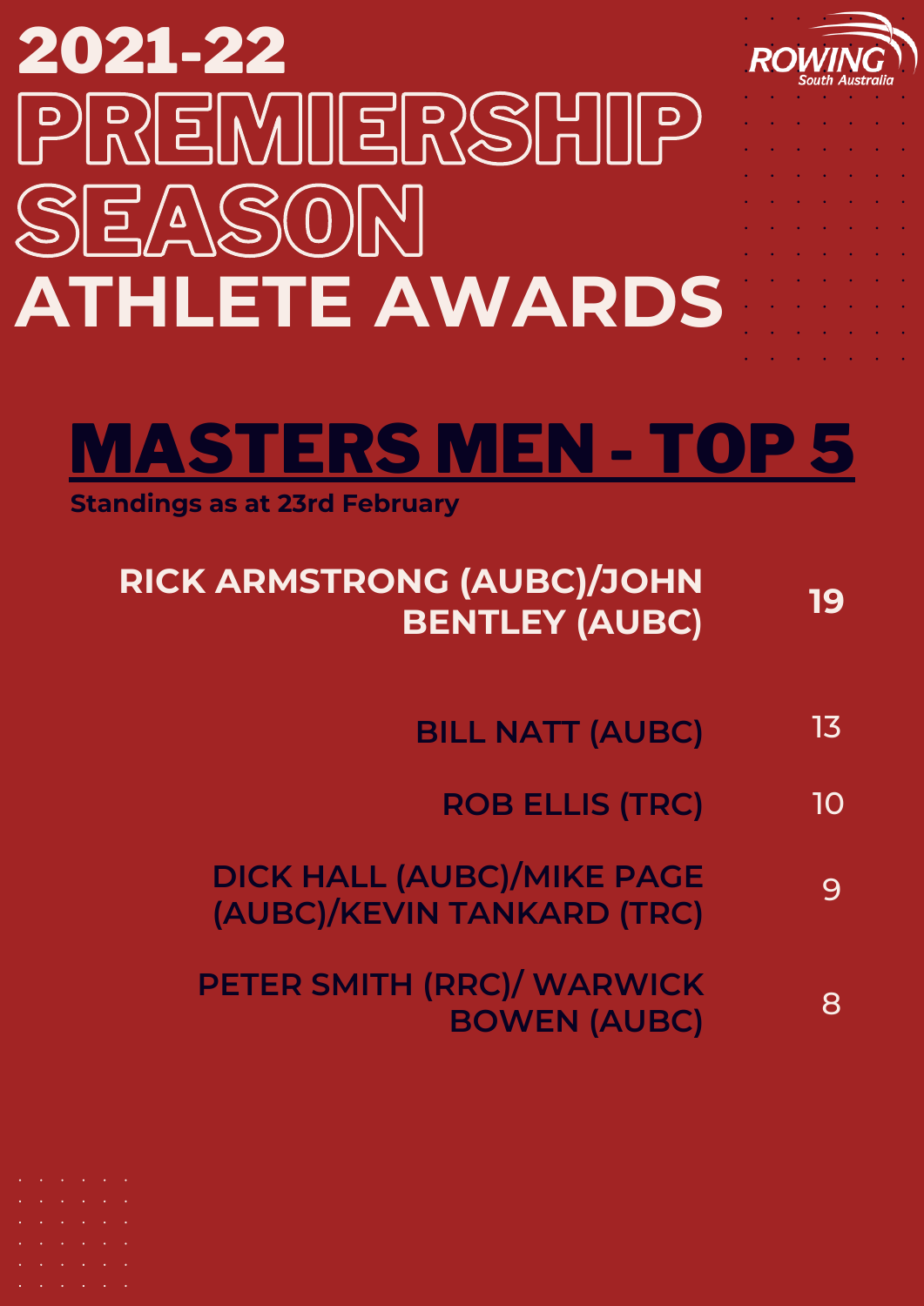# 2021-22 PREMIERSHIP SEASON ATHLETE AWARDS

ROWING South Australia

## MASTERS MEN - TOP 5

**Standings as at 23rd February**

| | |
|---|---|
| RICK ARMSTRONG (AUBC)/JOHN BENTLEY (AUBC) | 19 |
| BILL NATT (AUBC) | 13 |
| ROB ELLIS (TRC) | 10 |
| DICK HALL (AUBC)/MIKE PAGE (AUBC)/KEVIN TANKARD (TRC) | 9 |
| PETER SMITH (RRC)/ WARWICK BOWEN (AUBC) | 8 |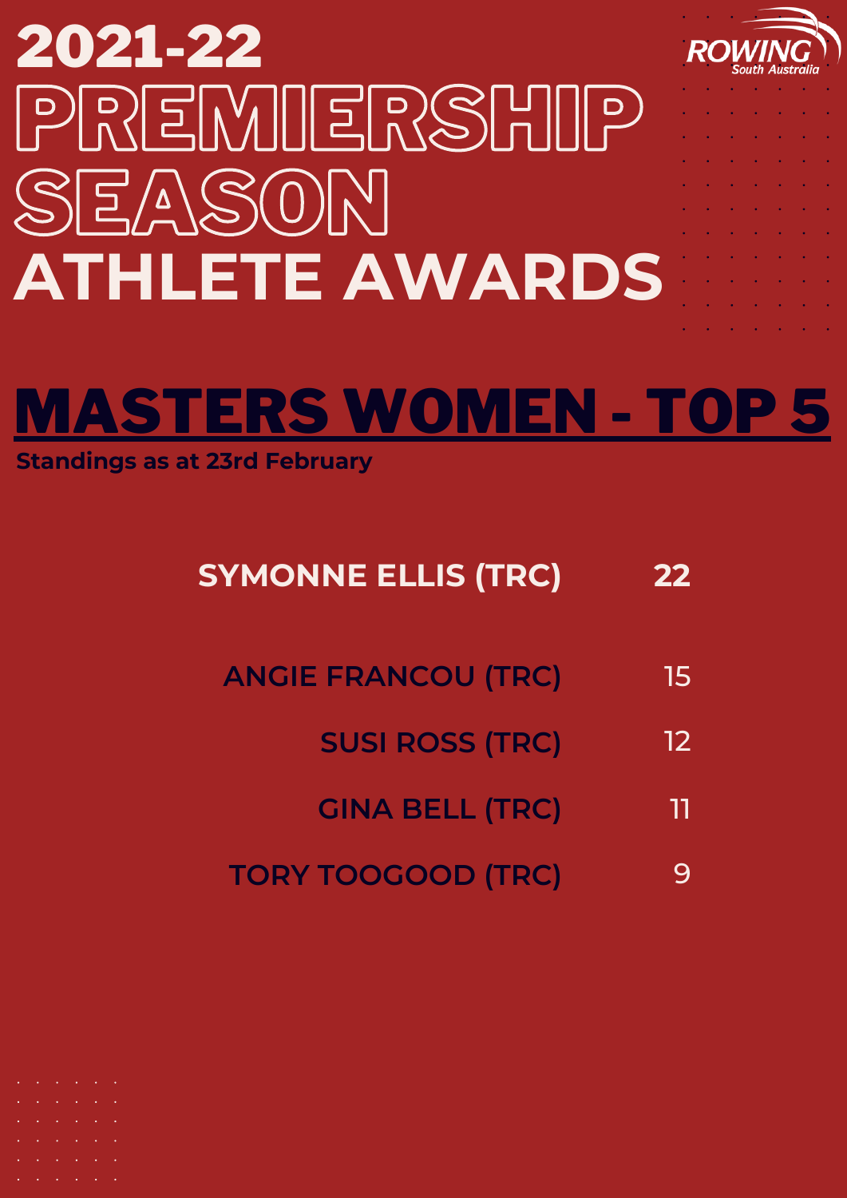# 2021-22 PREMIERSHIP SEASON ATHLETE AWARDS

## MASTERS WOMEN - TOP 5

**Standings as at 23rd February**

| | |
|---|---|
| **SYMONNE ELLIS (TRC)** | **22** |
| ANGIE FRANCOU (TRC) | 15 |
| SUSI ROSS (TRC) | 12 |
| GINA BELL (TRC) | 11 |
| TORY TOOGOOD (TRC) | 9 |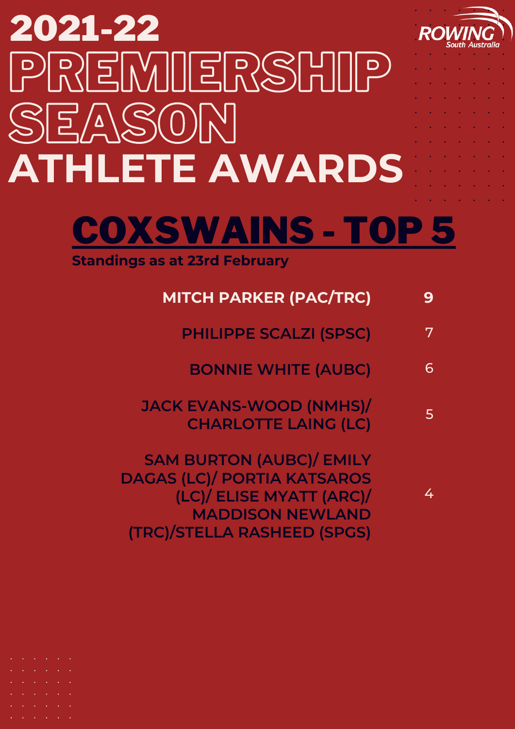# 2021-22 PREMIERSHIP SEASON ATHLETE AWARDS

ROWING South Australia

## COXSWAINS - TOP 5

**Standings as at 23rd February**

| | |
|---|---|
| **MITCH PARKER (PAC/TRC)** | **9** |
| **PHILIPPE SCALZI (SPSC)** | 7 |
| **BONNIE WHITE (AUBC)** | 6 |
| **JACK EVANS-WOOD (NMHS)/ CHARLOTTE LAING (LC)** | 5 |
| **SAM BURTON (AUBC)/ EMILY DAGAS (LC)/ PORTIA KATSAROS (LC)/ ELISE MYATT (ARC)/ MADDISON NEWLAND (TRC)/STELLA RASHEED (SPGS)** | 4 |